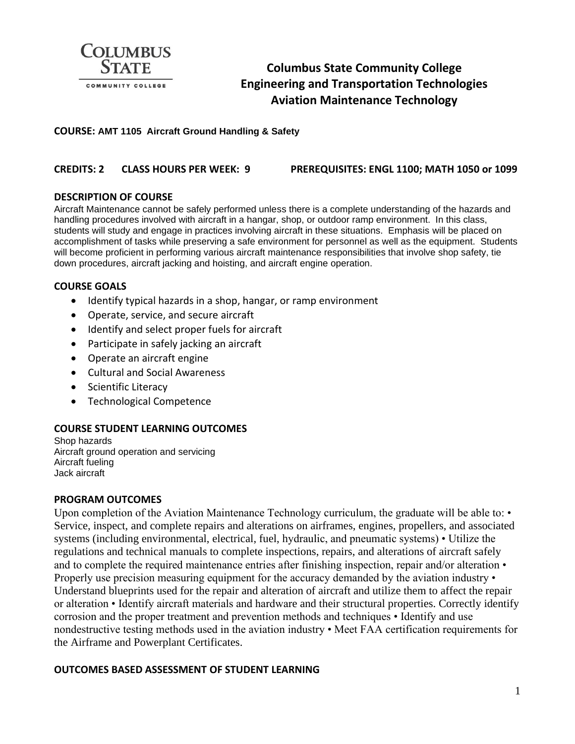# Columbus State Community College
## Engineering and Transportation Technologies
## Aviation Maintenance Technology

**COURSE: AMT 1105 Aircraft Ground Handling & Safety**

**CREDITS: 2 CLASS HOURS PER WEEK: 9 PREREQUISITES: ENGL 1100; MATH 1050 or 1099**

### DESCRIPTION OF COURSE

Aircraft Maintenance cannot be safely performed unless there is a complete understanding of the hazards and handling procedures involved with aircraft in a hangar, shop, or outdoor ramp environment. In this class, students will study and engage in practices involving aircraft in these situations. Emphasis will be placed on accomplishment of tasks while preserving a safe environment for personnel as well as the equipment. Students will become proficient in performing various aircraft maintenance responsibilities that involve shop safety, tie down procedures, aircraft jacking and hoisting, and aircraft engine operation.

### COURSE GOALS

- Identify typical hazards in a shop, hangar, or ramp environment
- Operate, service, and secure aircraft
- Identify and select proper fuels for aircraft
- Participate in safely jacking an aircraft
- Operate an aircraft engine
- Cultural and Social Awareness
- Scientific Literacy
- Technological Competence

### COURSE STUDENT LEARNING OUTCOMES

Shop hazards
Aircraft ground operation and servicing
Aircraft fueling
Jack aircraft

### PROGRAM OUTCOMES

Upon completion of the Aviation Maintenance Technology curriculum, the graduate will be able to: • Service, inspect, and complete repairs and alterations on airframes, engines, propellers, and associated systems (including environmental, electrical, fuel, hydraulic, and pneumatic systems) • Utilize the regulations and technical manuals to complete inspections, repairs, and alterations of aircraft safely and to complete the required maintenance entries after finishing inspection, repair and/or alteration • Properly use precision measuring equipment for the accuracy demanded by the aviation industry • Understand blueprints used for the repair and alteration of aircraft and utilize them to affect the repair or alteration • Identify aircraft materials and hardware and their structural properties. Correctly identify corrosion and the proper treatment and prevention methods and techniques • Identify and use nondestructive testing methods used in the aviation industry • Meet FAA certification requirements for the Airframe and Powerplant Certificates.

### OUTCOMES BASED ASSESSMENT OF STUDENT LEARNING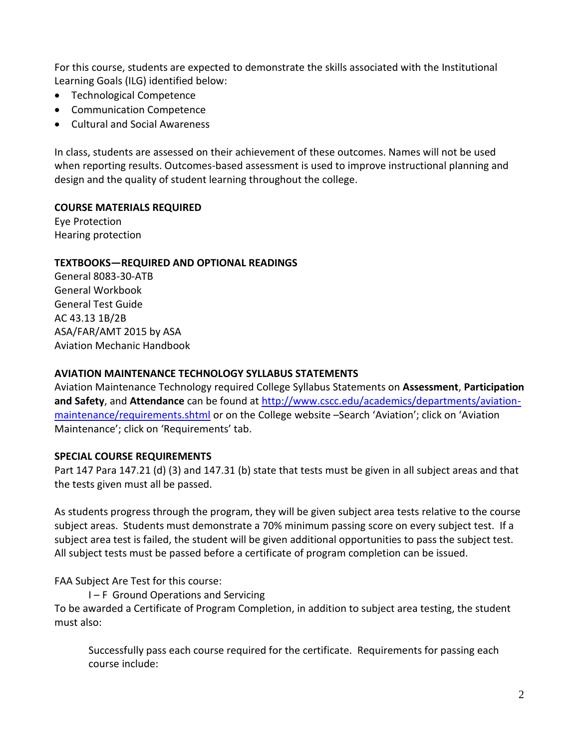For this course, students are expected to demonstrate the skills associated with the Institutional Learning Goals (ILG) identified below:

- Technological Competence
- Communication Competence
- Cultural and Social Awareness

In class, students are assessed on their achievement of these outcomes. Names will not be used when reporting results. Outcomes-based assessment is used to improve instructional planning and design and the quality of student learning throughout the college.

**COURSE MATERIALS REQUIRED**

Eye Protection
Hearing protection

**TEXTBOOKS—REQUIRED AND OPTIONAL READINGS**

General 8083-30-ATB
General Workbook
General Test Guide
AC 43.13 1B/2B
ASA/FAR/AMT 2015 by ASA
Aviation Mechanic Handbook

**AVIATION MAINTENANCE TECHNOLOGY SYLLABUS STATEMENTS**

Aviation Maintenance Technology required College Syllabus Statements on **Assessment**, **Participation and Safety**, and **Attendance** can be found at [http://www.cscc.edu/academics/departments/aviation-maintenance/requirements.shtml](http://www.cscc.edu/academics/departments/aviation-maintenance/requirements.shtml) or on the College website –Search 'Aviation'; click on 'Aviation Maintenance'; click on 'Requirements' tab.

**SPECIAL COURSE REQUIREMENTS**

Part 147 Para 147.21 (d) (3) and 147.31 (b) state that tests must be given in all subject areas and that the tests given must all be passed.

As students progress through the program, they will be given subject area tests relative to the course subject areas. Students must demonstrate a 70% minimum passing score on every subject test. If a subject area test is failed, the student will be given additional opportunities to pass the subject test. All subject tests must be passed before a certificate of program completion can be issued.

FAA Subject Are Test for this course:

I – F Ground Operations and Servicing

To be awarded a Certificate of Program Completion, in addition to subject area testing, the student must also:

Successfully pass each course required for the certificate. Requirements for passing each course include: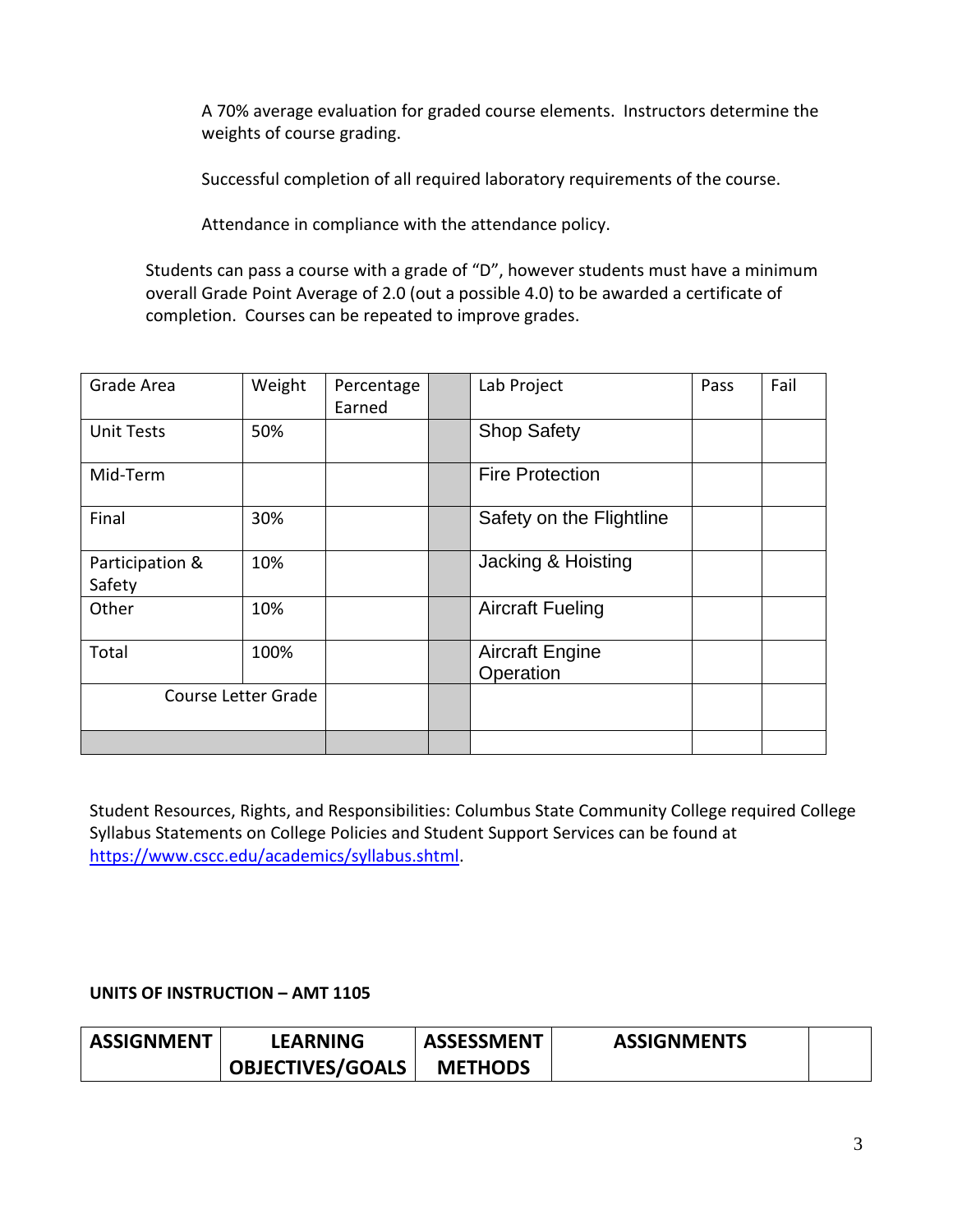A 70% average evaluation for graded course elements. Instructors determine the weights of course grading.

Successful completion of all required laboratory requirements of the course.

Attendance in compliance with the attendance policy.

Students can pass a course with a grade of "D", however students must have a minimum overall Grade Point Average of 2.0 (out a possible 4.0) to be awarded a certificate of completion. Courses can be repeated to improve grades.

| Grade Area | Weight | Percentage Earned | | Lab Project | Pass | Fail |
|---|---|---|---|---|---|---|
| Unit Tests | 50% | | | Shop Safety | | |
| Mid-Term | | | | Fire Protection | | |
| Final | 30% | | | Safety on the Flightline | | |
| Participation & Safety | 10% | | | Jacking & Hoisting | | |
| Other | 10% | | | Aircraft Fueling | | |
| Total | 100% | | | Aircraft Engine Operation | | |
| Course Letter Grade | | | | | | |
| | | | | | | |

Student Resources, Rights, and Responsibilities: Columbus State Community College required College Syllabus Statements on College Policies and Student Support Services can be found at https://www.cscc.edu/academics/syllabus.shtml.

**UNITS OF INSTRUCTION – AMT 1105**

| ASSIGNMENT | LEARNING OBJECTIVES/GOALS | ASSESSMENT METHODS | ASSIGNMENTS | |
|---|---|---|---|---|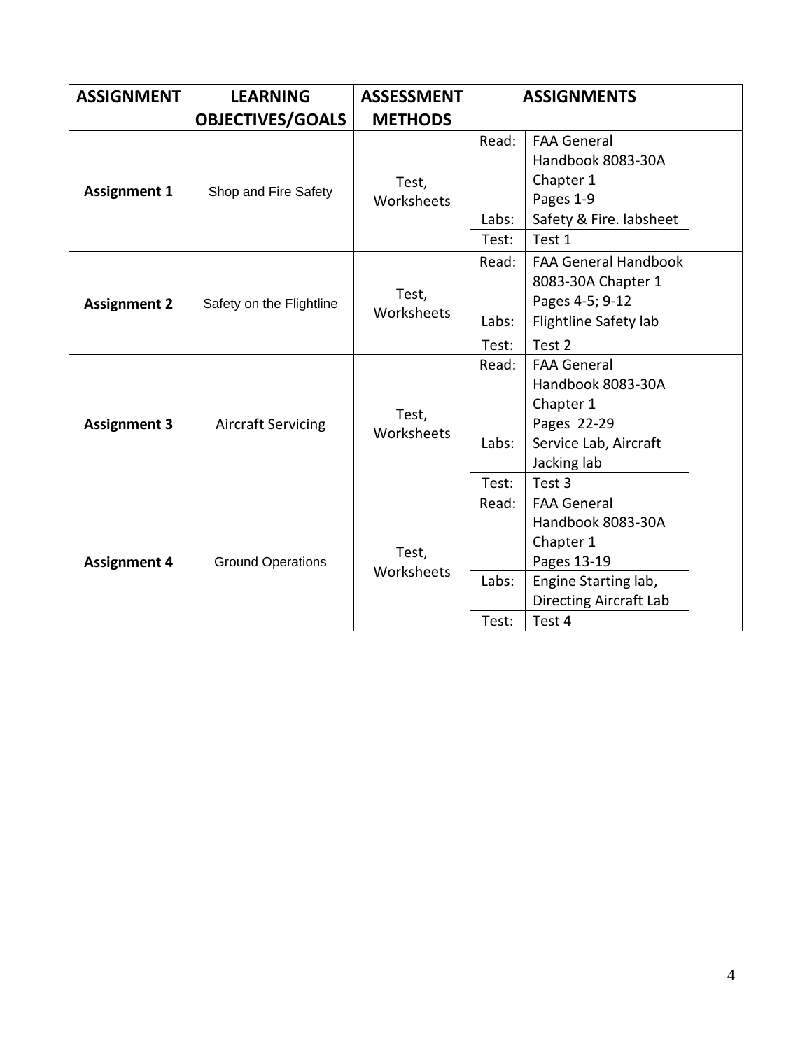| ASSIGNMENT | LEARNING OBJECTIVES/GOALS | ASSESSMENT METHODS | ASSIGNMENTS | | |
|---|---|---|---|---|---|
| **Assignment 1** | Shop and Fire Safety | Test, Worksheets | Read: | FAA General Handbook 8083-30A Chapter 1 Pages 1-9 | |
| | | | Labs: | Safety & Fire. labsheet | |
| | | | Test: | Test 1 | |
| **Assignment 2** | Safety on the Flightline | Test, Worksheets | Read: | FAA General Handbook 8083-30A Chapter 1 Pages 4-5; 9-12 | |
| | | | Labs: | Flightline Safety lab | |
| | | | Test: | Test 2 | |
| **Assignment 3** | Aircraft Servicing | Test, Worksheets | Read: | FAA General Handbook 8083-30A Chapter 1 Pages 22-29 | |
| | | | Labs: | Service Lab, Aircraft Jacking lab | |
| | | | Test: | Test 3 | |
| **Assignment 4** | Ground Operations | Test, Worksheets | Read: | FAA General Handbook 8083-30A Chapter 1 Pages 13-19 | |
| | | | Labs: | Engine Starting lab, Directing Aircraft Lab | |
| | | | Test: | Test 4 | |